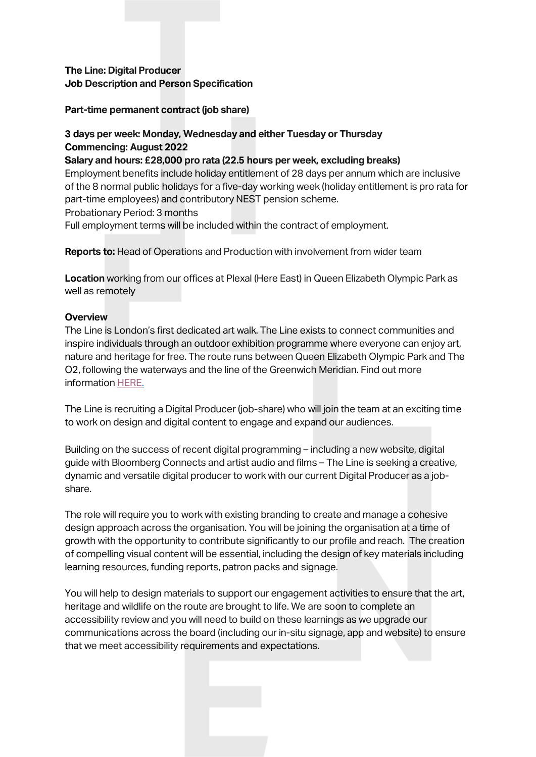**The Line: Digital Producer**
**Job Description and Person Specification**

**Part-time permanent contract (job share)**

**3 days per week: Monday, Wednesday and either Tuesday or Thursday**
**Commencing: August 2022**
**Salary and hours: £28,000 pro rata (22.5 hours per week, excluding breaks)**
Employment benefits include holiday entitlement of 28 days per annum which are inclusive of the 8 normal public holidays for a five-day working week (holiday entitlement is pro rata for part-time employees) and contributory NEST pension scheme.
Probationary Period: 3 months
Full employment terms will be included within the contract of employment.

**Reports to:** Head of Operations and Production with involvement from wider team

**Location** working from our offices at Plexal (Here East) in Queen Elizabeth Olympic Park as well as remotely

**Overview**
The Line is London's first dedicated art walk. The Line exists to connect communities and inspire individuals through an outdoor exhibition programme where everyone can enjoy art, nature and heritage for free. The route runs between Queen Elizabeth Olympic Park and The O2, following the waterways and the line of the Greenwich Meridian. Find out more information HERE.

The Line is recruiting a Digital Producer (job-share) who will join the team at an exciting time to work on design and digital content to engage and expand our audiences.

Building on the success of recent digital programming – including a new website, digital guide with Bloomberg Connects and artist audio and films – The Line is seeking a creative, dynamic and versatile digital producer to work with our current Digital Producer as a job-share.

The role will require you to work with existing branding to create and manage a cohesive design approach across the organisation. You will be joining the organisation at a time of growth with the opportunity to contribute significantly to our profile and reach. The creation of compelling visual content will be essential, including the design of key materials including learning resources, funding reports, patron packs and signage.

You will help to design materials to support our engagement activities to ensure that the art, heritage and wildlife on the route are brought to life. We are soon to complete an accessibility review and you will need to build on these learnings as we upgrade our communications across the board (including our in-situ signage, app and website) to ensure that we meet accessibility requirements and expectations.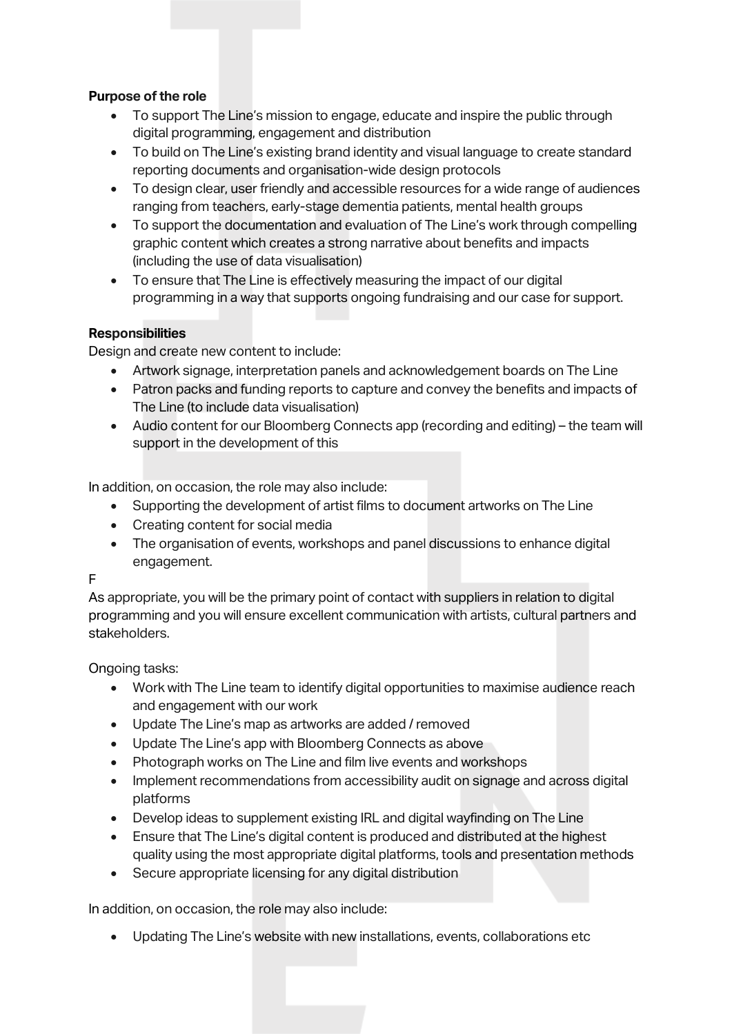**Purpose of the role**

- To support The Line's mission to engage, educate and inspire the public through digital programming, engagement and distribution
- To build on The Line's existing brand identity and visual language to create standard reporting documents and organisation-wide design protocols
- To design clear, user friendly and accessible resources for a wide range of audiences ranging from teachers, early-stage dementia patients, mental health groups
- To support the documentation and evaluation of The Line's work through compelling graphic content which creates a strong narrative about benefits and impacts (including the use of data visualisation)
- To ensure that The Line is effectively measuring the impact of our digital programming in a way that supports ongoing fundraising and our case for support.

**Responsibilities**

Design and create new content to include:

- Artwork signage, interpretation panels and acknowledgement boards on The Line
- Patron packs and funding reports to capture and convey the benefits and impacts of The Line (to include data visualisation)
- Audio content for our Bloomberg Connects app (recording and editing) – the team will support in the development of this

In addition, on occasion, the role may also include:

- Supporting the development of artist films to document artworks on The Line
- Creating content for social media
- The organisation of events, workshops and panel discussions to enhance digital engagement.

F

As appropriate, you will be the primary point of contact with suppliers in relation to digital programming and you will ensure excellent communication with artists, cultural partners and stakeholders.

Ongoing tasks:

- Work with The Line team to identify digital opportunities to maximise audience reach and engagement with our work
- Update The Line's map as artworks are added / removed
- Update The Line's app with Bloomberg Connects as above
- Photograph works on The Line and film live events and workshops
- Implement recommendations from accessibility audit on signage and across digital platforms
- Develop ideas to supplement existing IRL and digital wayfinding on The Line
- Ensure that The Line's digital content is produced and distributed at the highest quality using the most appropriate digital platforms, tools and presentation methods
- Secure appropriate licensing for any digital distribution

In addition, on occasion, the role may also include:

- Updating The Line's website with new installations, events, collaborations etc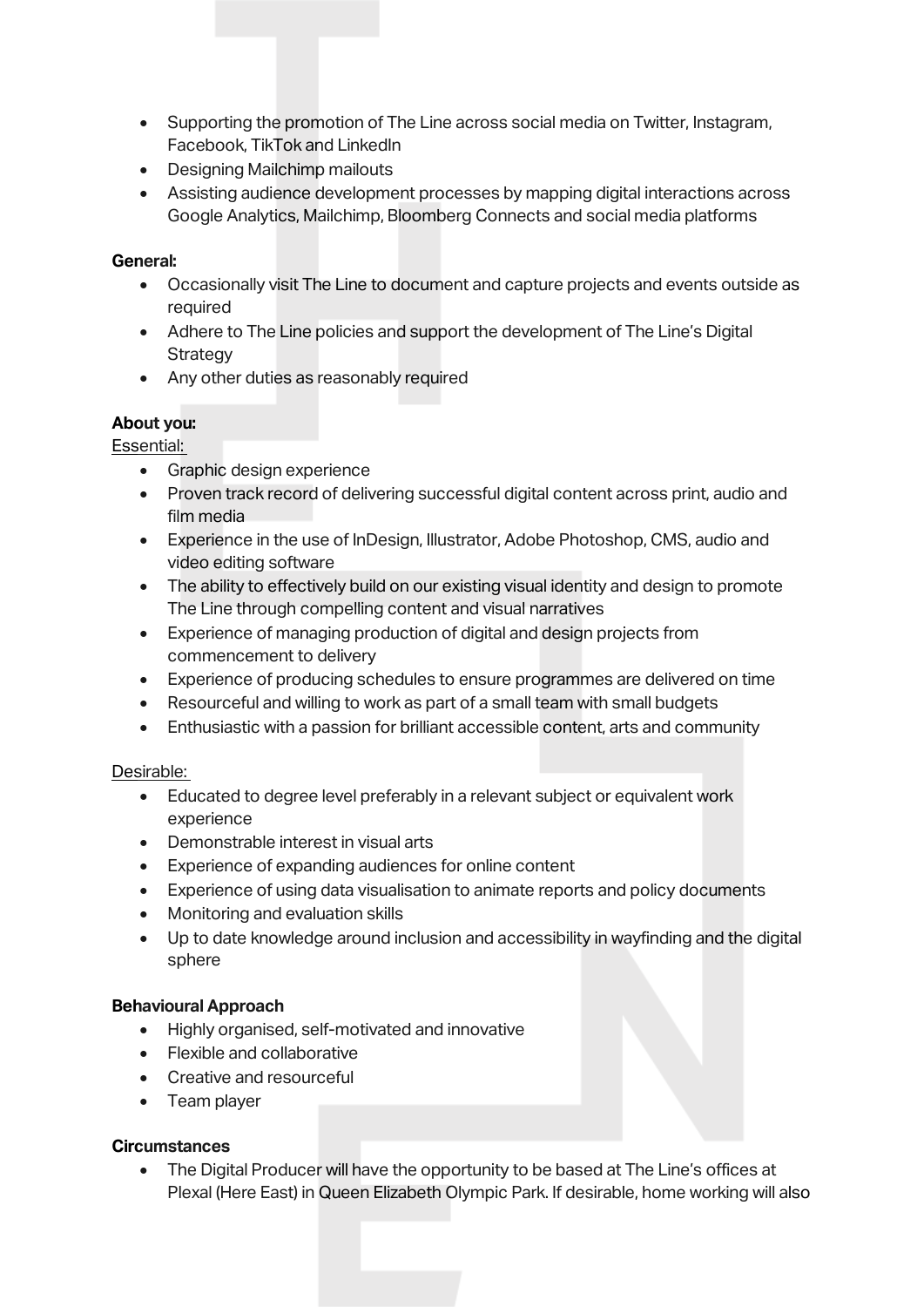- Supporting the promotion of The Line across social media on Twitter, Instagram, Facebook, TikTok and LinkedIn
- Designing Mailchimp mailouts
- Assisting audience development processes by mapping digital interactions across Google Analytics, Mailchimp, Bloomberg Connects and social media platforms

**General:**

- Occasionally visit The Line to document and capture projects and events outside as required
- Adhere to The Line policies and support the development of The Line's Digital Strategy
- Any other duties as reasonably required

**About you:**

Essential:

- Graphic design experience
- Proven track record of delivering successful digital content across print, audio and film media
- Experience in the use of InDesign, Illustrator, Adobe Photoshop, CMS, audio and video editing software
- The ability to effectively build on our existing visual identity and design to promote The Line through compelling content and visual narratives
- Experience of managing production of digital and design projects from commencement to delivery
- Experience of producing schedules to ensure programmes are delivered on time
- Resourceful and willing to work as part of a small team with small budgets
- Enthusiastic with a passion for brilliant accessible content, arts and community

Desirable:

- Educated to degree level preferably in a relevant subject or equivalent work experience
- Demonstrable interest in visual arts
- Experience of expanding audiences for online content
- Experience of using data visualisation to animate reports and policy documents
- Monitoring and evaluation skills
- Up to date knowledge around inclusion and accessibility in wayfinding and the digital sphere

**Behavioural Approach**

- Highly organised, self-motivated and innovative
- Flexible and collaborative
- Creative and resourceful
- Team player

**Circumstances**

- The Digital Producer will have the opportunity to be based at The Line's offices at Plexal (Here East) in Queen Elizabeth Olympic Park. If desirable, home working will also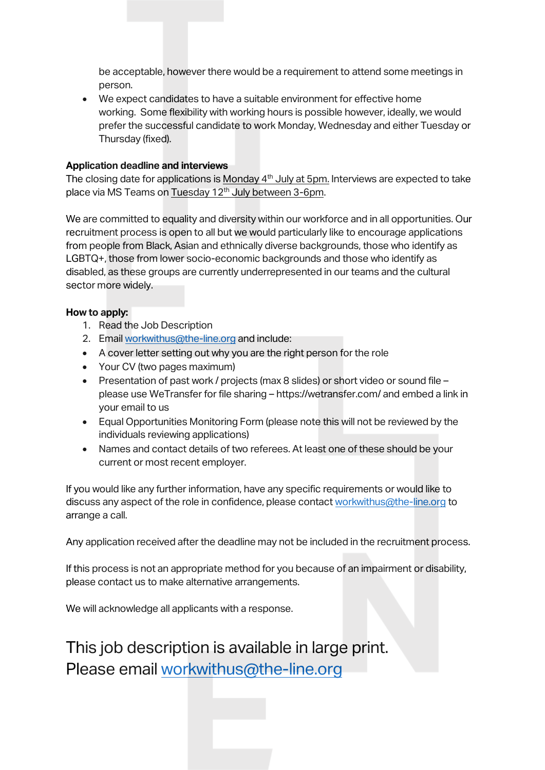be acceptable, however there would be a requirement to attend some meetings in person.

- We expect candidates to have a suitable environment for effective home working. Some flexibility with working hours is possible however, ideally, we would prefer the successful candidate to work Monday, Wednesday and either Tuesday or Thursday (fixed).

**Application deadline and interviews**

The closing date for applications is Monday 4th July at 5pm. Interviews are expected to take place via MS Teams on Tuesday 12th July between 3-6pm.

We are committed to equality and diversity within our workforce and in all opportunities. Our recruitment process is open to all but we would particularly like to encourage applications from people from Black, Asian and ethnically diverse backgrounds, those who identify as LGBTQ+, those from lower socio-economic backgrounds and those who identify as disabled, as these groups are currently underrepresented in our teams and the cultural sector more widely.

**How to apply:**

1. Read the Job Description
2. Email workwithus@the-line.org and include:

- A cover letter setting out why you are the right person for the role
- Your CV (two pages maximum)
- Presentation of past work / projects (max 8 slides) or short video or sound file – please use WeTransfer for file sharing – https://wetransfer.com/ and embed a link in your email to us
- Equal Opportunities Monitoring Form (please note this will not be reviewed by the individuals reviewing applications)
- Names and contact details of two referees. At least one of these should be your current or most recent employer.

If you would like any further information, have any specific requirements or would like to discuss any aspect of the role in confidence, please contact workwithus@the-line.org to arrange a call.

Any application received after the deadline may not be included in the recruitment process.

If this process is not an appropriate method for you because of an impairment or disability, please contact us to make alternative arrangements.

We will acknowledge all applicants with a response.

## This job description is available in large print.
## Please email workwithus@the-line.org